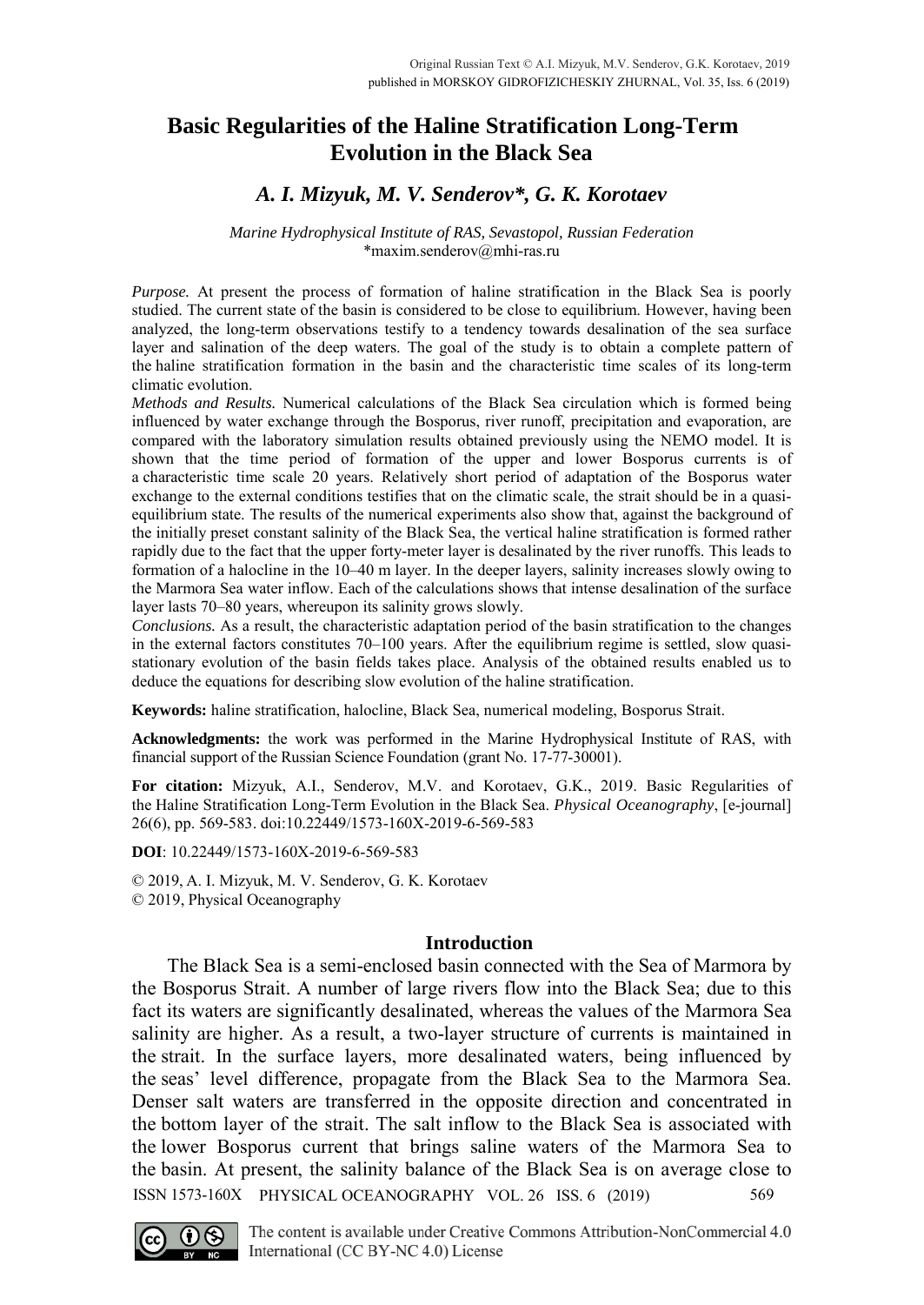Original Russian Text © A.I. Mizyuk, M.V. Senderov, G.K. Korotaev, 2019
published in MORSKOY GIDROFIZICHESKIY ZHURNAL, Vol. 35, Iss. 6 (2019)

# Basic Regularities of the Haline Stratification Long-Term Evolution in the Black Sea

### *A. I. Mizyuk, M. V. Senderov\*, G. K. Korotaev*

*Marine Hydrophysical Institute of RAS, Sevastopol, Russian Federation*
\*maxim.senderov@mhi-ras.ru

*Purpose.* At present the process of formation of haline stratification in the Black Sea is poorly studied. The current state of the basin is considered to be close to equilibrium. However, having been analyzed, the long-term observations testify to a tendency towards desalination of the sea surface layer and salination of the deep waters. The goal of the study is to obtain a complete pattern of the haline stratification formation in the basin and the characteristic time scales of its long-term climatic evolution.

*Methods and Results.* Numerical calculations of the Black Sea circulation which is formed being influenced by water exchange through the Bosporus, river runoff, precipitation and evaporation, are compared with the laboratory simulation results obtained previously using the NEMO model. It is shown that the time period of formation of the upper and lower Bosporus currents is of a characteristic time scale 20 years. Relatively short period of adaptation of the Bosporus water exchange to the external conditions testifies that on the climatic scale, the strait should be in a quasi-equilibrium state. The results of the numerical experiments also show that, against the background of the initially preset constant salinity of the Black Sea, the vertical haline stratification is formed rather rapidly due to the fact that the upper forty-meter layer is desalinated by the river runoffs. This leads to formation of a halocline in the 10–40 m layer. In the deeper layers, salinity increases slowly owing to the Marmora Sea water inflow. Each of the calculations shows that intense desalination of the surface layer lasts 70–80 years, whereupon its salinity grows slowly.

*Conclusions.* As a result, the characteristic adaptation period of the basin stratification to the changes in the external factors constitutes 70–100 years. After the equilibrium regime is settled, slow quasi-stationary evolution of the basin fields takes place. Analysis of the obtained results enabled us to deduce the equations for describing slow evolution of the haline stratification.

**Keywords:** haline stratification, halocline, Black Sea, numerical modeling, Bosporus Strait.

**Acknowledgments:** the work was performed in the Marine Hydrophysical Institute of RAS, with financial support of the Russian Science Foundation (grant No. 17-77-30001).

**For citation:** Mizyuk, A.I., Senderov, M.V. and Korotaev, G.K., 2019. Basic Regularities of the Haline Stratification Long-Term Evolution in the Black Sea. *Physical Oceanography*, [e-journal] 26(6), pp. 569-583. doi:10.22449/1573-160X-2019-6-569-583

**DOI**: 10.22449/1573-160X-2019-6-569-583

© 2019, A. I. Mizyuk, M. V. Senderov, G. K. Korotaev
© 2019, Physical Oceanography

## Introduction

The Black Sea is a semi-enclosed basin connected with the Sea of Marmora by the Bosporus Strait. A number of large rivers flow into the Black Sea; due to this fact its waters are significantly desalinated, whereas the values of the Marmora Sea salinity are higher. As a result, a two-layer structure of currents is maintained in the strait. In the surface layers, more desalinated waters, being influenced by the seas' level difference, propagate from the Black Sea to the Marmora Sea. Denser salt waters are transferred in the opposite direction and concentrated in the bottom layer of the strait. The salt inflow to the Black Sea is associated with the lower Bosporus current that brings saline waters of the Marmora Sea to the basin. At present, the salinity balance of the Black Sea is on average close to

The content is available under Creative Commons Attribution-NonCommercial 4.0 International (CC BY-NC 4.0) License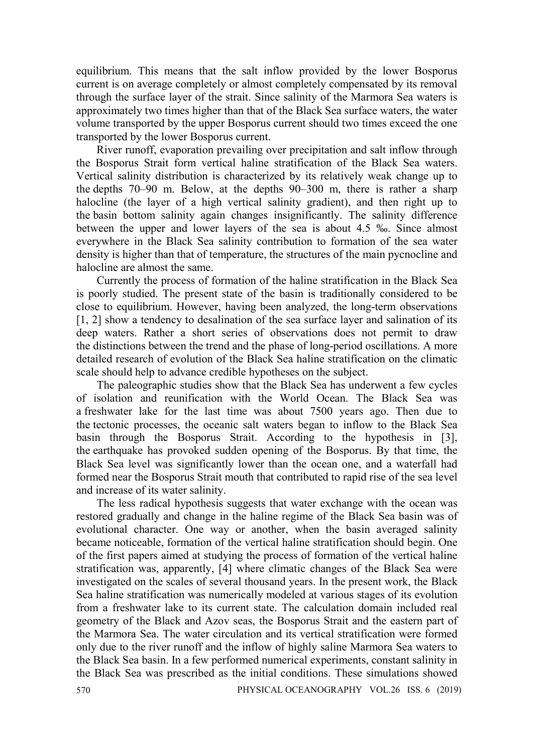equilibrium. This means that the salt inflow provided by the lower Bosporus current is on average completely or almost completely compensated by its removal through the surface layer of the strait. Since salinity of the Marmora Sea waters is approximately two times higher than that of the Black Sea surface waters, the water volume transported by the upper Bosporus current should two times exceed the one transported by the lower Bosporus current.

River runoff, evaporation prevailing over precipitation and salt inflow through the Bosporus Strait form vertical haline stratification of the Black Sea waters. Vertical salinity distribution is characterized by its relatively weak change up to the depths 70–90 m. Below, at the depths 90–300 m, there is rather a sharp halocline (the layer of a high vertical salinity gradient), and then right up to the basin bottom salinity again changes insignificantly. The salinity difference between the upper and lower layers of the sea is about 4.5 ‰. Since almost everywhere in the Black Sea salinity contribution to formation of the sea water density is higher than that of temperature, the structures of the main pycnocline and halocline are almost the same.

Currently the process of formation of the haline stratification in the Black Sea is poorly studied. The present state of the basin is traditionally considered to be close to equilibrium. However, having been analyzed, the long-term observations [1, 2] show a tendency to desalination of the sea surface layer and salination of its deep waters. Rather a short series of observations does not permit to draw the distinctions between the trend and the phase of long-period oscillations. A more detailed research of evolution of the Black Sea haline stratification on the climatic scale should help to advance credible hypotheses on the subject.

The paleographic studies show that the Black Sea has underwent a few cycles of isolation and reunification with the World Ocean. The Black Sea was a freshwater lake for the last time was about 7500 years ago. Then due to the tectonic processes, the oceanic salt waters began to inflow to the Black Sea basin through the Bosporus Strait. According to the hypothesis in [3], the earthquake has provoked sudden opening of the Bosporus. By that time, the Black Sea level was significantly lower than the ocean one, and a waterfall had formed near the Bosporus Strait mouth that contributed to rapid rise of the sea level and increase of its water salinity.

The less radical hypothesis suggests that water exchange with the ocean was restored gradually and change in the haline regime of the Black Sea basin was of evolutional character. One way or another, when the basin averaged salinity became noticeable, formation of the vertical haline stratification should begin. One of the first papers aimed at studying the process of formation of the vertical haline stratification was, apparently, [4] where climatic changes of the Black Sea were investigated on the scales of several thousand years. In the present work, the Black Sea haline stratification was numerically modeled at various stages of its evolution from a freshwater lake to its current state. The calculation domain included real geometry of the Black and Azov seas, the Bosporus Strait and the eastern part of the Marmora Sea. The water circulation and its vertical stratification were formed only due to the river runoff and the inflow of highly saline Marmora Sea waters to the Black Sea basin. In a few performed numerical experiments, constant salinity in the Black Sea was prescribed as the initial conditions. These simulations showed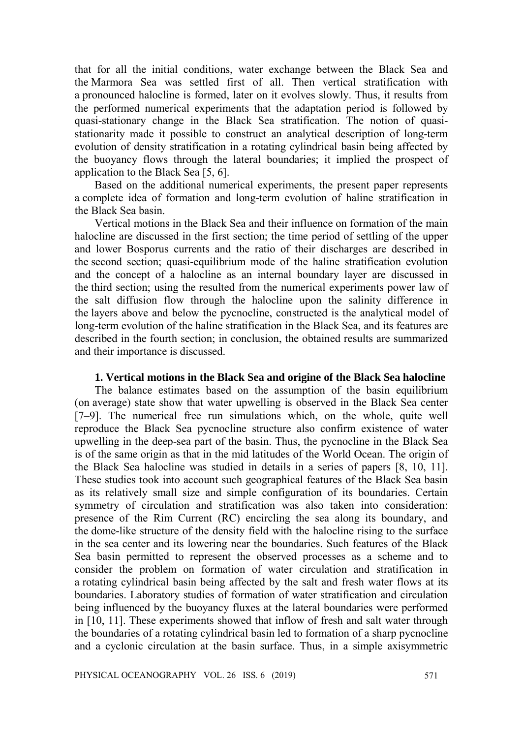that for all the initial conditions, water exchange between the Black Sea and the Marmora Sea was settled first of all. Then vertical stratification with a pronounced halocline is formed, later on it evolves slowly. Thus, it results from the performed numerical experiments that the adaptation period is followed by quasi-stationary change in the Black Sea stratification. The notion of quasi-stationarity made it possible to construct an analytical description of long-term evolution of density stratification in a rotating cylindrical basin being affected by the buoyancy flows through the lateral boundaries; it implied the prospect of application to the Black Sea [5, 6].

Based on the additional numerical experiments, the present paper represents a complete idea of formation and long-term evolution of haline stratification in the Black Sea basin.

Vertical motions in the Black Sea and their influence on formation of the main halocline are discussed in the first section; the time period of settling of the upper and lower Bosporus currents and the ratio of their discharges are described in the second section; quasi-equilibrium mode of the haline stratification evolution and the concept of a halocline as an internal boundary layer are discussed in the third section; using the resulted from the numerical experiments power law of the salt diffusion flow through the halocline upon the salinity difference in the layers above and below the pycnocline, constructed is the analytical model of long-term evolution of the haline stratification in the Black Sea, and its features are described in the fourth section; in conclusion, the obtained results are summarized and their importance is discussed.

## 1. Vertical motions in the Black Sea and origine of the Black Sea halocline

The balance estimates based on the assumption of the basin equilibrium (on average) state show that water upwelling is observed in the Black Sea center [7–9]. The numerical free run simulations which, on the whole, quite well reproduce the Black Sea pycnocline structure also confirm existence of water upwelling in the deep-sea part of the basin. Thus, the pycnocline in the Black Sea is of the same origin as that in the mid latitudes of the World Ocean. The origin of the Black Sea halocline was studied in details in a series of papers [8, 10, 11]. These studies took into account such geographical features of the Black Sea basin as its relatively small size and simple configuration of its boundaries. Certain symmetry of circulation and stratification was also taken into consideration: presence of the Rim Current (RC) encircling the sea along its boundary, and the dome-like structure of the density field with the halocline rising to the surface in the sea center and its lowering near the boundaries. Such features of the Black Sea basin permitted to represent the observed processes as a scheme and to consider the problem on formation of water circulation and stratification in a rotating cylindrical basin being affected by the salt and fresh water flows at its boundaries. Laboratory studies of formation of water stratification and circulation being influenced by the buoyancy fluxes at the lateral boundaries were performed in [10, 11]. These experiments showed that inflow of fresh and salt water through the boundaries of a rotating cylindrical basin led to formation of a sharp pycnocline and a cyclonic circulation at the basin surface. Thus, in a simple axisymmetric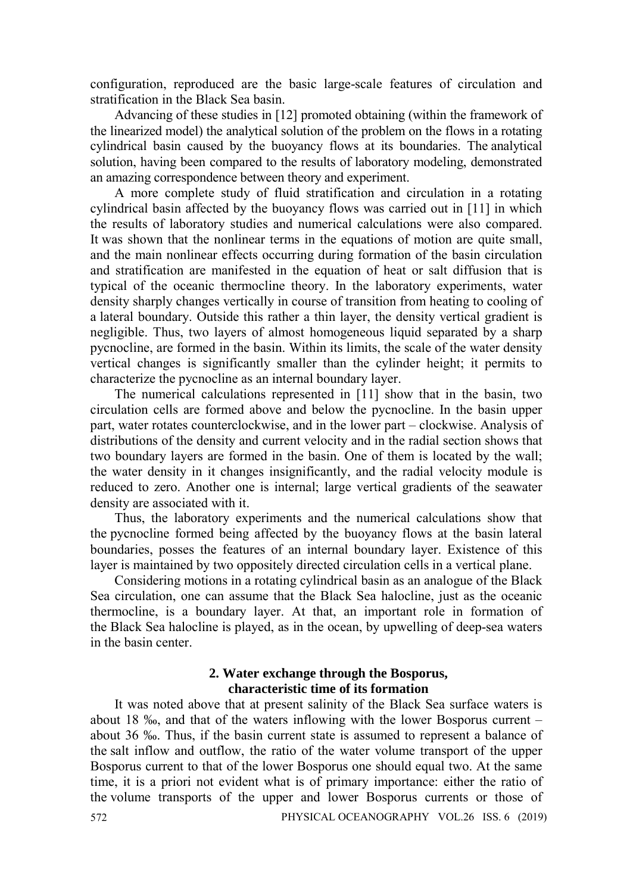configuration, reproduced are the basic large-scale features of circulation and stratification in the Black Sea basin.

Advancing of these studies in [12] promoted obtaining (within the framework of the linearized model) the analytical solution of the problem on the flows in a rotating cylindrical basin caused by the buoyancy flows at its boundaries. The analytical solution, having been compared to the results of laboratory modeling, demonstrated an amazing correspondence between theory and experiment.

A more complete study of fluid stratification and circulation in a rotating cylindrical basin affected by the buoyancy flows was carried out in [11] in which the results of laboratory studies and numerical calculations were also compared. It was shown that the nonlinear terms in the equations of motion are quite small, and the main nonlinear effects occurring during formation of the basin circulation and stratification are manifested in the equation of heat or salt diffusion that is typical of the oceanic thermocline theory. In the laboratory experiments, water density sharply changes vertically in course of transition from heating to cooling of a lateral boundary. Outside this rather a thin layer, the density vertical gradient is negligible. Thus, two layers of almost homogeneous liquid separated by a sharp pycnocline, are formed in the basin. Within its limits, the scale of the water density vertical changes is significantly smaller than the cylinder height; it permits to characterize the pycnocline as an internal boundary layer.

The numerical calculations represented in [11] show that in the basin, two circulation cells are formed above and below the pycnocline. In the basin upper part, water rotates counterclockwise, and in the lower part – clockwise. Analysis of distributions of the density and current velocity and in the radial section shows that two boundary layers are formed in the basin. One of them is located by the wall; the water density in it changes insignificantly, and the radial velocity module is reduced to zero. Another one is internal; large vertical gradients of the seawater density are associated with it.

Thus, the laboratory experiments and the numerical calculations show that the pycnocline formed being affected by the buoyancy flows at the basin lateral boundaries, posses the features of an internal boundary layer. Existence of this layer is maintained by two oppositely directed circulation cells in a vertical plane.

Considering motions in a rotating cylindrical basin as an analogue of the Black Sea circulation, one can assume that the Black Sea halocline, just as the oceanic thermocline, is a boundary layer. At that, an important role in formation of the Black Sea halocline is played, as in the ocean, by upwelling of deep-sea waters in the basin center.

## 2. Water exchange through the Bosporus, characteristic time of its formation

It was noted above that at present salinity of the Black Sea surface waters is about 18 ‰, and that of the waters inflowing with the lower Bosporus current – about 36 ‰. Thus, if the basin current state is assumed to represent a balance of the salt inflow and outflow, the ratio of the water volume transport of the upper Bosporus current to that of the lower Bosporus one should equal two. At the same time, it is a priori not evident what is of primary importance: either the ratio of the volume transports of the upper and lower Bosporus currents or those of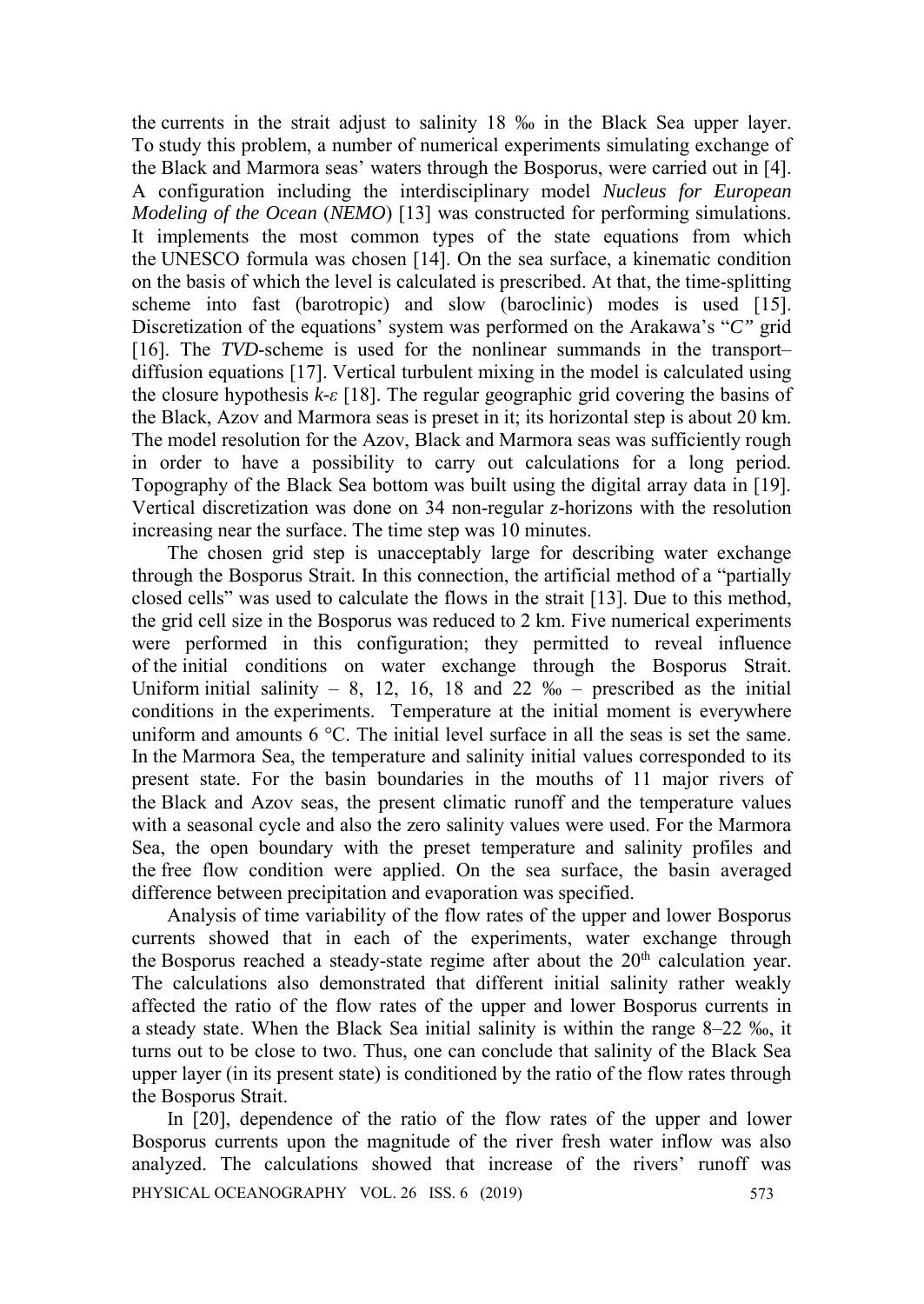the currents in the strait adjust to salinity 18 ‰ in the Black Sea upper layer. To study this problem, a number of numerical experiments simulating exchange of the Black and Marmora seas' waters through the Bosporus, were carried out in [4]. A configuration including the interdisciplinary model *Nucleus for European Modeling of the Ocean* (*NEMO*) [13] was constructed for performing simulations. It implements the most common types of the state equations from which the UNESCO formula was chosen [14]. On the sea surface, a kinematic condition on the basis of which the level is calculated is prescribed. At that, the time-splitting scheme into fast (barotropic) and slow (baroclinic) modes is used [15]. Discretization of the equations' system was performed on the Arakawa's "*C"* grid [16]. The *TVD*-scheme is used for the nonlinear summands in the transport–diffusion equations [17]. Vertical turbulent mixing in the model is calculated using the closure hypothesis $k$-$\varepsilon$ [18]. The regular geographic grid covering the basins of the Black, Azov and Marmora seas is preset in it; its horizontal step is about 20 km. The model resolution for the Azov, Black and Marmora seas was sufficiently rough in order to have a possibility to carry out calculations for a long period. Topography of the Black Sea bottom was built using the digital array data in [19]. Vertical discretization was done on 34 non-regular $z$-horizons with the resolution increasing near the surface. The time step was 10 minutes.

The chosen grid step is unacceptably large for describing water exchange through the Bosporus Strait. In this connection, the artificial method of a "partially closed cells" was used to calculate the flows in the strait [13]. Due to this method, the grid cell size in the Bosporus was reduced to 2 km. Five numerical experiments were performed in this configuration; they permitted to reveal influence of the initial conditions on water exchange through the Bosporus Strait. Uniform initial salinity – 8, 12, 16, 18 and 22 ‰ – prescribed as the initial conditions in the experiments. Temperature at the initial moment is everywhere uniform and amounts 6 °C. The initial level surface in all the seas is set the same. In the Marmora Sea, the temperature and salinity initial values corresponded to its present state. For the basin boundaries in the mouths of 11 major rivers of the Black and Azov seas, the present climatic runoff and the temperature values with a seasonal cycle and also the zero salinity values were used. For the Marmora Sea, the open boundary with the preset temperature and salinity profiles and the free flow condition were applied. On the sea surface, the basin averaged difference between precipitation and evaporation was specified.

Analysis of time variability of the flow rates of the upper and lower Bosporus currents showed that in each of the experiments, water exchange through the Bosporus reached a steady-state regime after about the $20^{\text{th}}$ calculation year. The calculations also demonstrated that different initial salinity rather weakly affected the ratio of the flow rates of the upper and lower Bosporus currents in a steady state. When the Black Sea initial salinity is within the range 8–22 ‰, it turns out to be close to two. Thus, one can conclude that salinity of the Black Sea upper layer (in its present state) is conditioned by the ratio of the flow rates through the Bosporus Strait.

In [20], dependence of the ratio of the flow rates of the upper and lower Bosporus currents upon the magnitude of the river fresh water inflow was also analyzed. The calculations showed that increase of the rivers' runoff was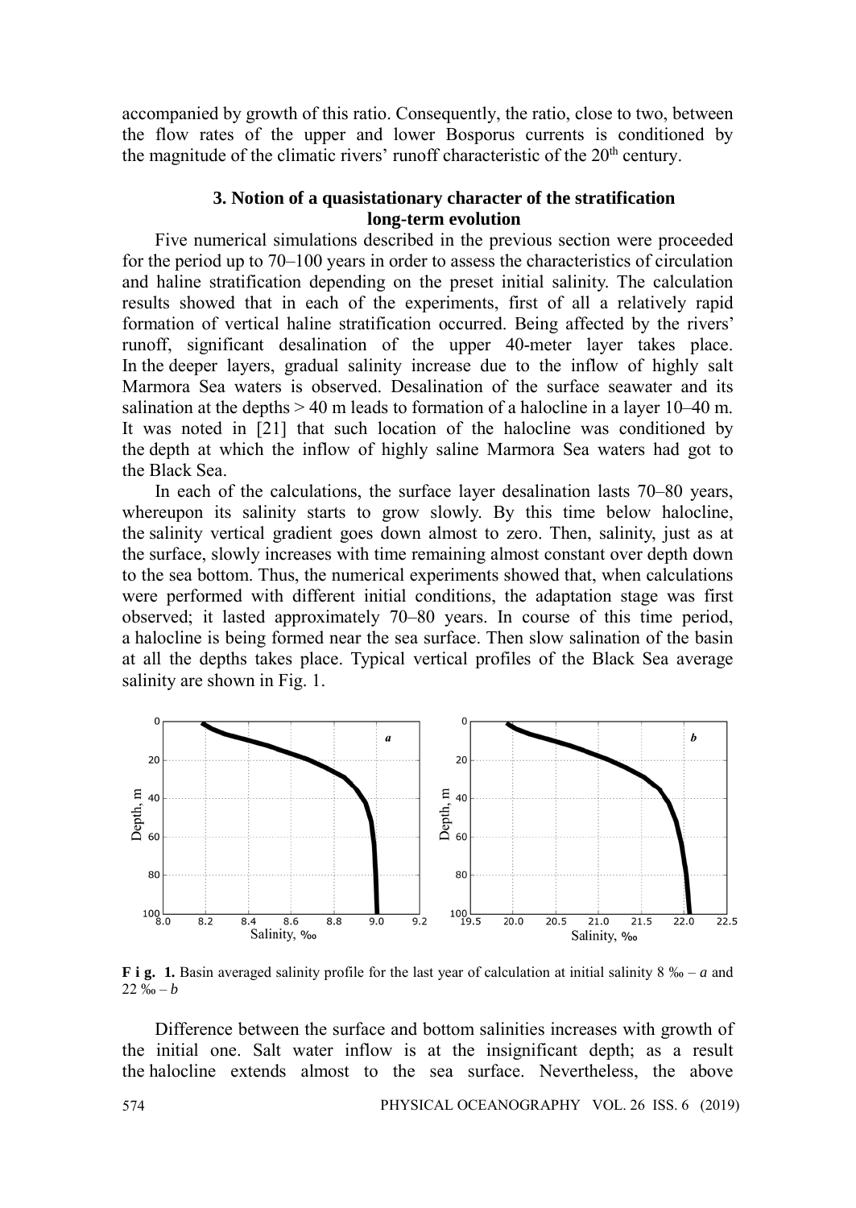accompanied by growth of this ratio. Consequently, the ratio, close to two, between the flow rates of the upper and lower Bosporus currents is conditioned by the magnitude of the climatic rivers' runoff characteristic of the 20th century.

### 3. Notion of a quasistationary character of the stratification long-term evolution

Five numerical simulations described in the previous section were proceeded for the period up to 70–100 years in order to assess the characteristics of circulation and haline stratification depending on the preset initial salinity. The calculation results showed that in each of the experiments, first of all a relatively rapid formation of vertical haline stratification occurred. Being affected by the rivers' runoff, significant desalination of the upper 40-meter layer takes place. In the deeper layers, gradual salinity increase due to the inflow of highly salt Marmora Sea waters is observed. Desalination of the surface seawater and its salination at the depths > 40 m leads to formation of a halocline in a layer 10–40 m. It was noted in [21] that such location of the halocline was conditioned by the depth at which the inflow of highly saline Marmora Sea waters had got to the Black Sea.

In each of the calculations, the surface layer desalination lasts 70–80 years, whereupon its salinity starts to grow slowly. By this time below halocline, the salinity vertical gradient goes down almost to zero. Then, salinity, just as at the surface, slowly increases with time remaining almost constant over depth down to the sea bottom. Thus, the numerical experiments showed that, when calculations were performed with different initial conditions, the adaptation stage was first observed; it lasted approximately 70–80 years. In course of this time period, a halocline is being formed near the sea surface. Then slow salination of the basin at all the depths takes place. Typical vertical profiles of the Black Sea average salinity are shown in Fig. 1.

**F i g. 1.** Basin averaged salinity profile for the last year of calculation at initial salinity 8 ‰ – *a* and 22 ‰ – *b*

Difference between the surface and bottom salinities increases with growth of the initial one. Salt water inflow is at the insignificant depth; as a result the halocline extends almost to the sea surface. Nevertheless, the above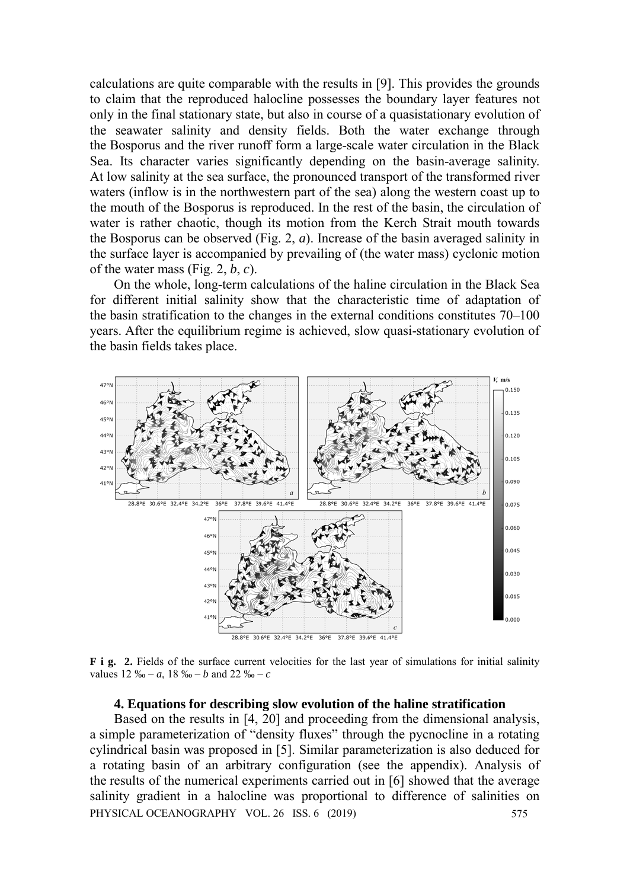calculations are quite comparable with the results in [9]. This provides the grounds to claim that the reproduced halocline possesses the boundary layer features not only in the final stationary state, but also in course of a quasistationary evolution of the seawater salinity and density fields. Both the water exchange through the Bosporus and the river runoff form a large-scale water circulation in the Black Sea. Its character varies significantly depending on the basin-average salinity. At low salinity at the sea surface, the pronounced transport of the transformed river waters (inflow is in the northwestern part of the sea) along the western coast up to the mouth of the Bosporus is reproduced. In the rest of the basin, the circulation of water is rather chaotic, though its motion from the Kerch Strait mouth towards the Bosporus can be observed (Fig. 2, *a*). Increase of the basin averaged salinity in the surface layer is accompanied by prevailing of (the water mass) cyclonic motion of the water mass (Fig. 2, *b*, *c*).

On the whole, long-term calculations of the haline circulation in the Black Sea for different initial salinity show that the characteristic time of adaptation of the basin stratification to the changes in the external conditions constitutes 70–100 years. After the equilibrium regime is achieved, slow quasi-stationary evolution of the basin fields takes place.

**F i g. 2.** Fields of the surface current velocities for the last year of simulations for initial salinity values 12 ‰ – *a*, 18 ‰ – *b* and 22 ‰ – *c*

#### 4. Equations for describing slow evolution of the haline stratification

Based on the results in [4, 20] and proceeding from the dimensional analysis, a simple parameterization of "density fluxes" through the pycnocline in a rotating cylindrical basin was proposed in [5]. Similar parameterization is also deduced for a rotating basin of an arbitrary configuration (see the appendix). Analysis of the results of the numerical experiments carried out in [6] showed that the average salinity gradient in a halocline was proportional to difference of salinities on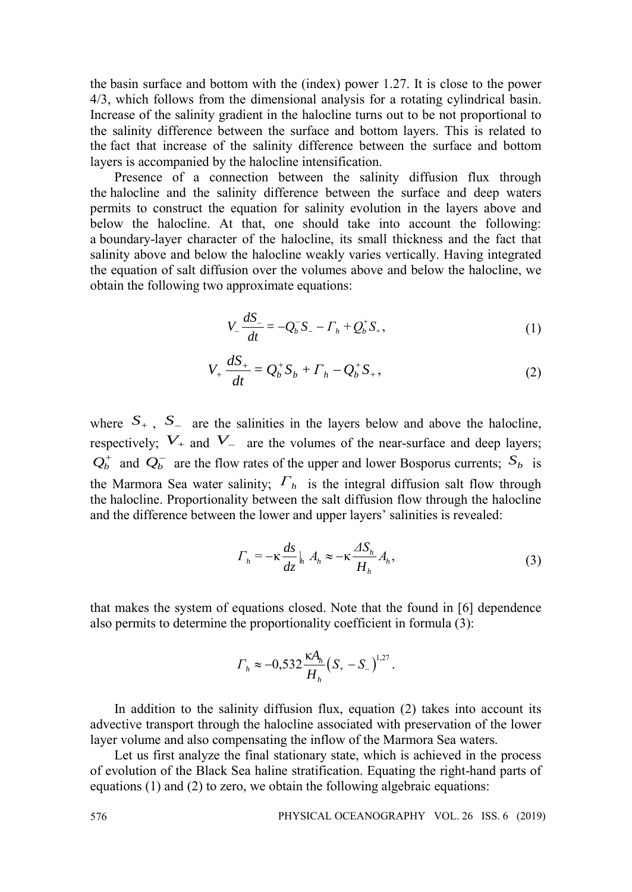the basin surface and bottom with the (index) power 1.27. It is close to the power 4/3, which follows from the dimensional analysis for a rotating cylindrical basin. Increase of the salinity gradient in the halocline turns out to be not proportional to the salinity difference between the surface and bottom layers. This is related to the fact that increase of the salinity difference between the surface and bottom layers is accompanied by the halocline intensification.

Presence of a connection between the salinity diffusion flux through the halocline and the salinity difference between the surface and deep waters permits to construct the equation for salinity evolution in the layers above and below the halocline. At that, one should take into account the following: a boundary-layer character of the halocline, its small thickness and the fact that salinity above and below the halocline weakly varies vertically. Having integrated the equation of salt diffusion over the volumes above and below the halocline, we obtain the following two approximate equations:

$$V_- \frac{dS_-}{dt} = -Q_b^- S_- - \Gamma_h + Q_b^+ S_+, \tag{1}$$

$$V_+ \frac{dS_+}{dt} = Q_b^+ S_b + \Gamma_h - Q_b^+ S_+, \tag{2}$$

where $S_+$, $S_-$ are the salinities in the layers below and above the halocline, respectively; $V_+$ and $V_-$ are the volumes of the near-surface and deep layers; $Q_b^+$ and $Q_b^-$ are the flow rates of the upper and lower Bosporus currents; $S_b$ is the Marmora Sea water salinity; $\Gamma_h$ is the integral diffusion salt flow through the halocline. Proportionality between the salt diffusion flow through the halocline and the difference between the lower and upper layers' salinities is revealed:

$$\Gamma_h = -\kappa \frac{ds}{dz}|_h A_h \approx -\kappa \frac{\Delta S_h}{H_h} A_h, \tag{3}$$

that makes the system of equations closed. Note that the found in [6] dependence also permits to determine the proportionality coefficient in formula (3):

$$\Gamma_h \approx -0{,}532 \frac{\kappa A_h}{H_h} \left(S_+ - S_-\right)^{1{,}27}.$$

In addition to the salinity diffusion flux, equation (2) takes into account its advective transport through the halocline associated with preservation of the lower layer volume and also compensating the inflow of the Marmora Sea waters.

Let us first analyze the final stationary state, which is achieved in the process of evolution of the Black Sea haline stratification. Equating the right-hand parts of equations (1) and (2) to zero, we obtain the following algebraic equations: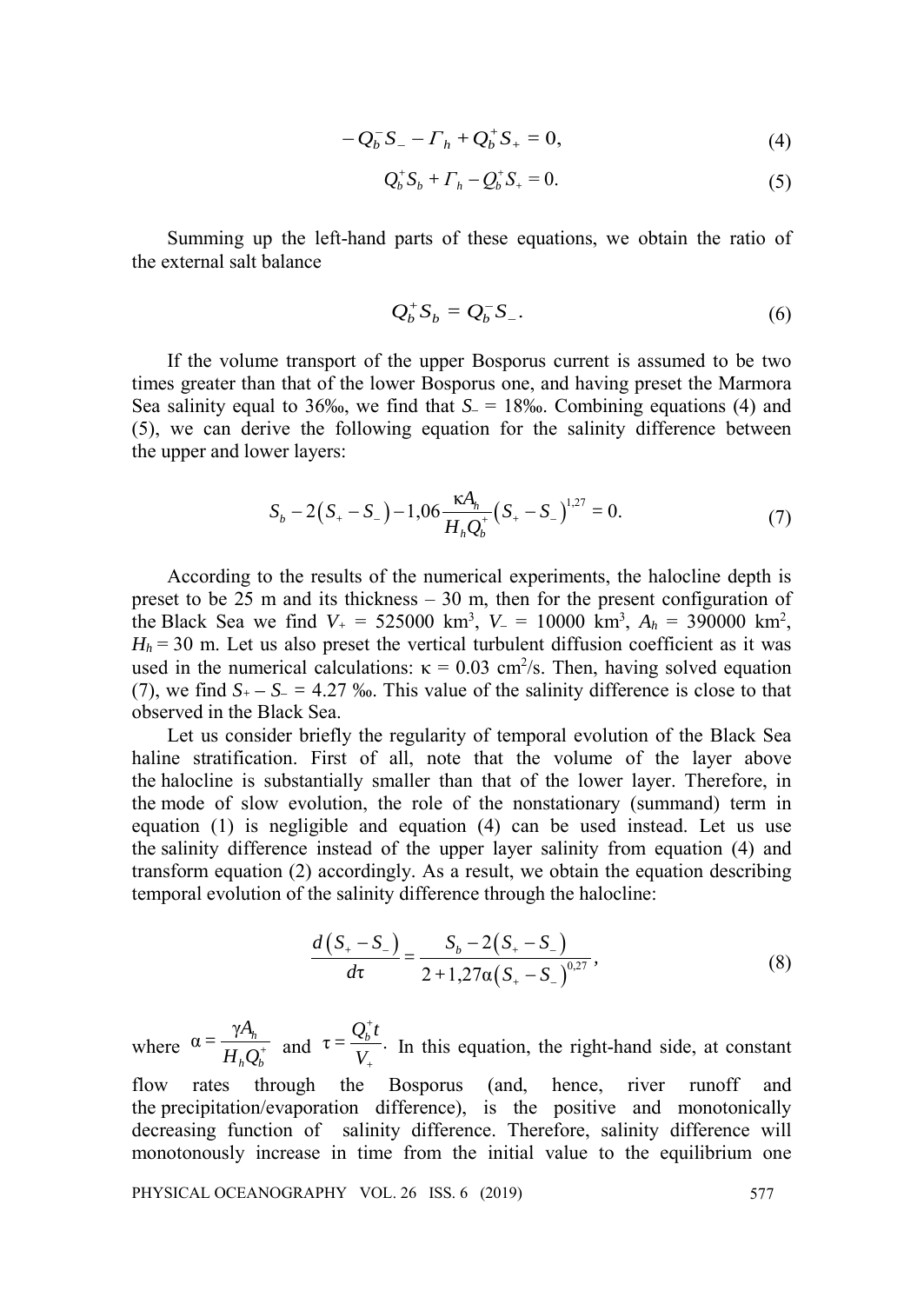$$-Q_b^- S_- - \Gamma_h + Q_b^+ S_+ = 0, \tag{4}$$

$$Q_b^+ S_b + \Gamma_h - Q_b^+ S_+ = 0. \tag{5}$$

Summing up the left-hand parts of these equations, we obtain the ratio of the external salt balance

$$Q_b^+ S_b = Q_b^- S_-. \tag{6}$$

If the volume transport of the upper Bosporus current is assumed to be two times greater than that of the lower Bosporus one, and having preset the Marmora Sea salinity equal to 36‰, we find that $S_- = 18$‰. Combining equations (4) and (5), we can derive the following equation for the salinity difference between the upper and lower layers:

$$S_b - 2\left(S_+ - S_-\right) - 1{,}06 \frac{\kappa A_h}{H_h Q_b^+}\left(S_+ - S_-\right)^{1{,}27} = 0. \tag{7}$$

According to the results of the numerical experiments, the halocline depth is preset to be 25 m and its thickness – 30 m, then for the present configuration of the Black Sea we find $V_+ = 525000$ km$^3$, $V_- = 10000$ km$^3$, $A_h = 390000$ km$^2$, $H_h = 30$ m. Let us also preset the vertical turbulent diffusion coefficient as it was used in the numerical calculations: $\kappa = 0.03$ cm$^2$/s. Then, having solved equation (7), we find $S_+ - S_- = 4.27$ ‰. This value of the salinity difference is close to that observed in the Black Sea.

Let us consider briefly the regularity of temporal evolution of the Black Sea haline stratification. First of all, note that the volume of the layer above the halocline is substantially smaller than that of the lower layer. Therefore, in the mode of slow evolution, the role of the nonstationary (summand) term in equation (1) is negligible and equation (4) can be used instead. Let us use the salinity difference instead of the upper layer salinity from equation (4) and transform equation (2) accordingly. As a result, we obtain the equation describing temporal evolution of the salinity difference through the halocline:

$$\frac{d\left(S_+ - S_-\right)}{d\tau} = \frac{S_b - 2\left(S_+ - S_-\right)}{2 + 1{,}27\alpha\left(S_+ - S_-\right)^{0{,}27}}, \tag{8}$$

where $\alpha = \dfrac{\gamma A_h}{H_h Q_b^+}$ and $\tau = \dfrac{Q_b^+ t}{V_+}$. In this equation, the right-hand side, at constant flow rates through the Bosporus (and, hence, river runoff and the precipitation/evaporation difference), is the positive and monotonically decreasing function of salinity difference. Therefore, salinity difference will monotonously increase in time from the initial value to the equilibrium one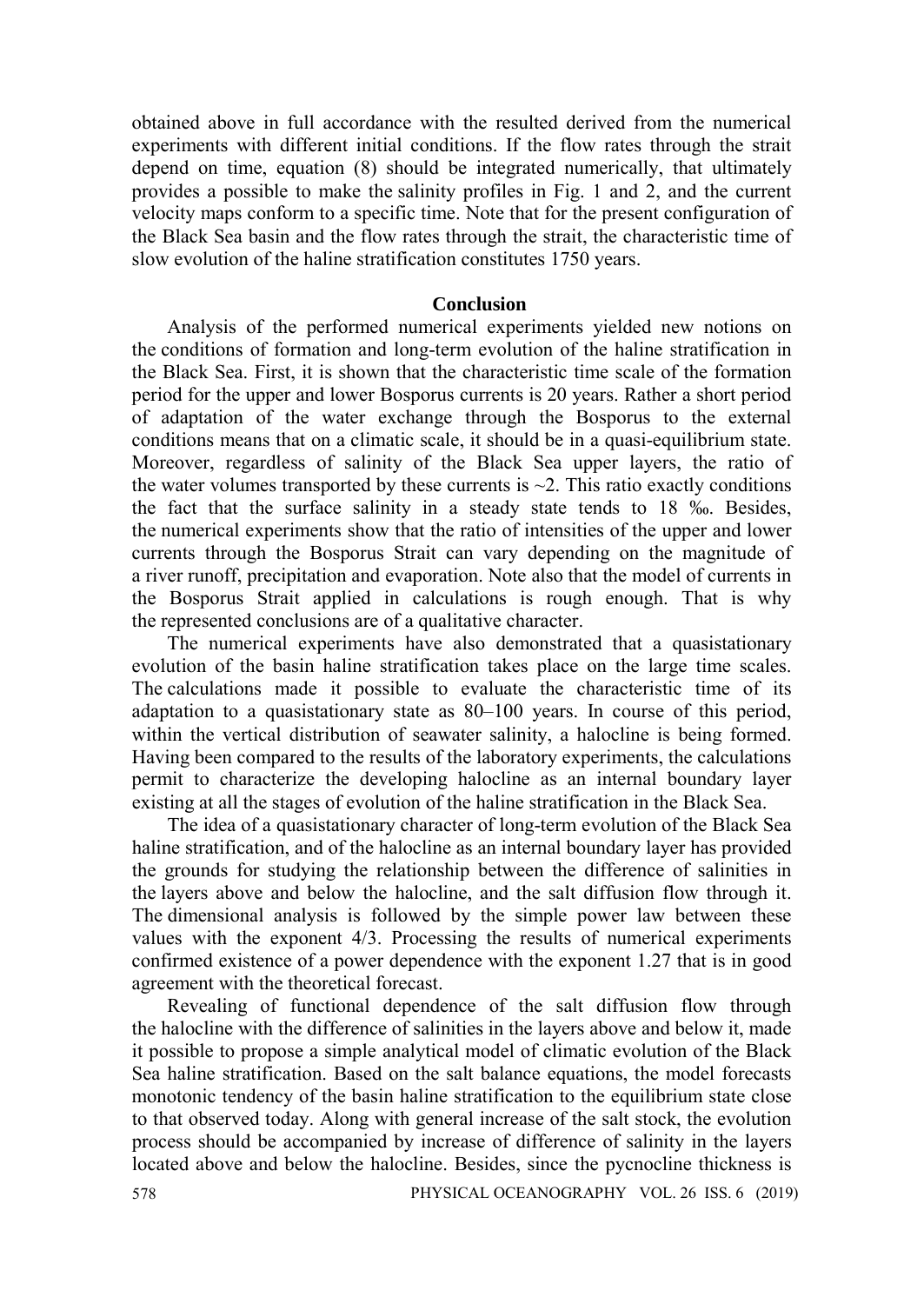obtained above in full accordance with the resulted derived from the numerical experiments with different initial conditions. If the flow rates through the strait depend on time, equation (8) should be integrated numerically, that ultimately provides a possible to make the salinity profiles in Fig. 1 and 2, and the current velocity maps conform to a specific time. Note that for the present configuration of the Black Sea basin and the flow rates through the strait, the characteristic time of slow evolution of the haline stratification constitutes 1750 years.

## Conclusion

Analysis of the performed numerical experiments yielded new notions on the conditions of formation and long-term evolution of the haline stratification in the Black Sea. First, it is shown that the characteristic time scale of the formation period for the upper and lower Bosporus currents is 20 years. Rather a short period of adaptation of the water exchange through the Bosporus to the external conditions means that on a climatic scale, it should be in a quasi-equilibrium state. Moreover, regardless of salinity of the Black Sea upper layers, the ratio of the water volumes transported by these currents is ~2. This ratio exactly conditions the fact that the surface salinity in a steady state tends to 18 ‰. Besides, the numerical experiments show that the ratio of intensities of the upper and lower currents through the Bosporus Strait can vary depending on the magnitude of a river runoff, precipitation and evaporation. Note also that the model of currents in the Bosporus Strait applied in calculations is rough enough. That is why the represented conclusions are of a qualitative character.

The numerical experiments have also demonstrated that a quasistationary evolution of the basin haline stratification takes place on the large time scales. The calculations made it possible to evaluate the characteristic time of its adaptation to a quasistationary state as 80–100 years. In course of this period, within the vertical distribution of seawater salinity, a halocline is being formed. Having been compared to the results of the laboratory experiments, the calculations permit to characterize the developing halocline as an internal boundary layer existing at all the stages of evolution of the haline stratification in the Black Sea.

The idea of a quasistationary character of long-term evolution of the Black Sea haline stratification, and of the halocline as an internal boundary layer has provided the grounds for studying the relationship between the difference of salinities in the layers above and below the halocline, and the salt diffusion flow through it. The dimensional analysis is followed by the simple power law between these values with the exponent 4/3. Processing the results of numerical experiments confirmed existence of a power dependence with the exponent 1.27 that is in good agreement with the theoretical forecast.

Revealing of functional dependence of the salt diffusion flow through the halocline with the difference of salinities in the layers above and below it, made it possible to propose a simple analytical model of climatic evolution of the Black Sea haline stratification. Based on the salt balance equations, the model forecasts monotonic tendency of the basin haline stratification to the equilibrium state close to that observed today. Along with general increase of the salt stock, the evolution process should be accompanied by increase of difference of salinity in the layers located above and below the halocline. Besides, since the pycnocline thickness is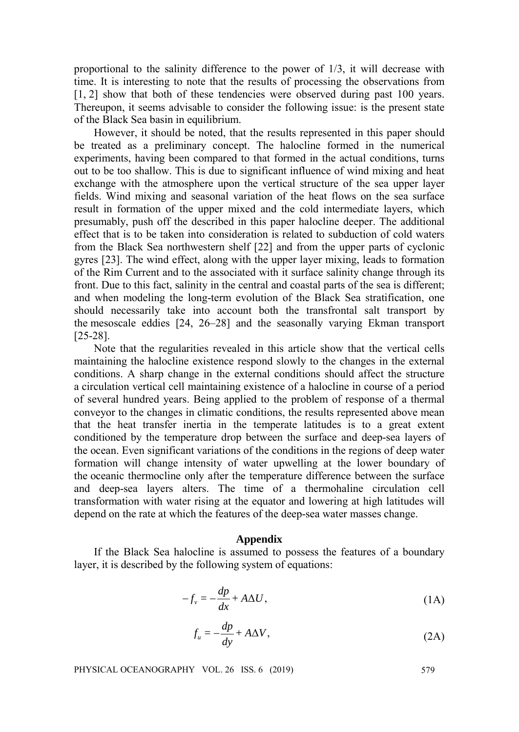proportional to the salinity difference to the power of 1/3, it will decrease with time. It is interesting to note that the results of processing the observations from [1, 2] show that both of these tendencies were observed during past 100 years. Thereupon, it seems advisable to consider the following issue: is the present state of the Black Sea basin in equilibrium.

However, it should be noted, that the results represented in this paper should be treated as a preliminary concept. The halocline formed in the numerical experiments, having been compared to that formed in the actual conditions, turns out to be too shallow. This is due to significant influence of wind mixing and heat exchange with the atmosphere upon the vertical structure of the sea upper layer fields. Wind mixing and seasonal variation of the heat flows on the sea surface result in formation of the upper mixed and the cold intermediate layers, which presumably, push off the described in this paper halocline deeper. The additional effect that is to be taken into consideration is related to subduction of cold waters from the Black Sea northwestern shelf [22] and from the upper parts of cyclonic gyres [23]. The wind effect, along with the upper layer mixing, leads to formation of the Rim Current and to the associated with it surface salinity change through its front. Due to this fact, salinity in the central and coastal parts of the sea is different; and when modeling the long-term evolution of the Black Sea stratification, one should necessarily take into account both the transfrontal salt transport by the mesoscale eddies [24, 26–28] and the seasonally varying Ekman transport [25-28].

Note that the regularities revealed in this article show that the vertical cells maintaining the halocline existence respond slowly to the changes in the external conditions. A sharp change in the external conditions should affect the structure a circulation vertical cell maintaining existence of a halocline in course of a period of several hundred years. Being applied to the problem of response of a thermal conveyor to the changes in climatic conditions, the results represented above mean that the heat transfer inertia in the temperate latitudes is to a great extent conditioned by the temperature drop between the surface and deep-sea layers of the ocean. Even significant variations of the conditions in the regions of deep water formation will change intensity of water upwelling at the lower boundary of the oceanic thermocline only after the temperature difference between the surface and deep-sea layers alters. The time of a thermohaline circulation cell transformation with water rising at the equator and lowering at high latitudes will depend on the rate at which the features of the deep-sea water masses change.

## Appendix

If the Black Sea halocline is assumed to possess the features of a boundary layer, it is described by the following system of equations:

$$-f_v = -\frac{dp}{dx} + A\Delta U, \tag{1A}$$

$$f_u = -\frac{dp}{dy} + A\Delta V, \tag{2A}$$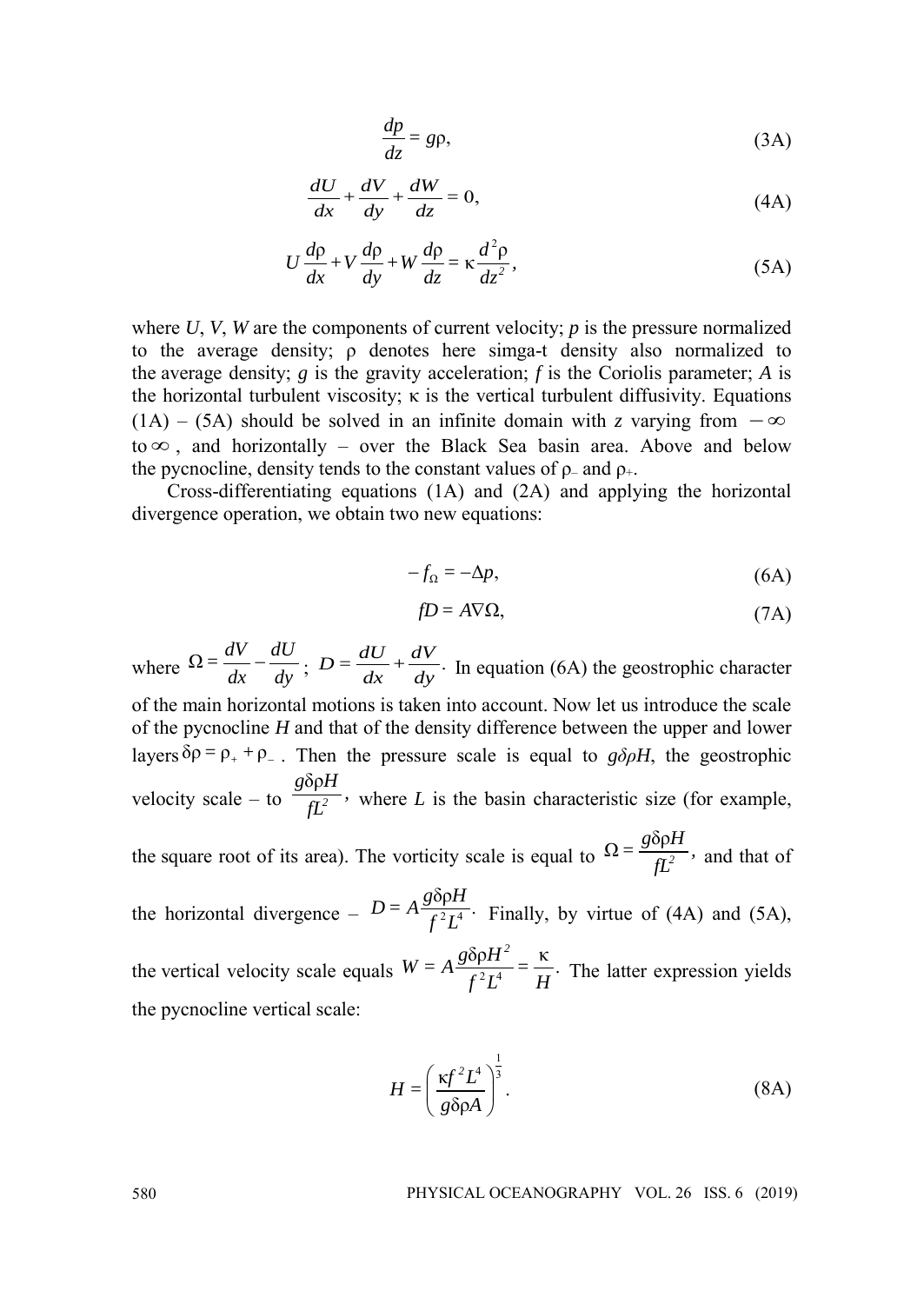$$\frac{dp}{dz} = g\rho, \tag{3A}$$

$$\frac{dU}{dx} + \frac{dV}{dy} + \frac{dW}{dz} = 0, \tag{4A}$$

$$U\frac{d\rho}{dx} + V\frac{d\rho}{dy} + W\frac{d\rho}{dz} = \kappa\frac{d^2\rho}{dz^2}, \tag{5A}$$

where $U$, $V$, $W$ are the components of current velocity; $p$ is the pressure normalized to the average density; $\rho$ denotes here simga-t density also normalized to the average density; $g$ is the gravity acceleration; $f$ is the Coriolis parameter; $A$ is the horizontal turbulent viscosity; $\kappa$ is the vertical turbulent diffusivity. Equations (1A) – (5A) should be solved in an infinite domain with $z$ varying from $-\infty$ to $\infty$, and horizontally – over the Black Sea basin area. Above and below the pycnocline, density tends to the constant values of $\rho_-$ and $\rho_+$.

Cross-differentiating equations (1A) and (2A) and applying the horizontal divergence operation, we obtain two new equations:

$$-f_\Omega = -\Delta p, \tag{6A}$$

$$fD = A\nabla\Omega, \tag{7A}$$

where $\Omega = \frac{dV}{dx} - \frac{dU}{dy}$; $D = \frac{dU}{dx} + \frac{dV}{dy}$. In equation (6A) the geostrophic character of the main horizontal motions is taken into account. Now let us introduce the scale of the pycnocline $H$ and that of the density difference between the upper and lower layers $\delta\rho = \rho_+ + \rho_-$. Then the pressure scale is equal to $g\delta\rho H$, the geostrophic velocity scale – to $\frac{g\delta\rho H}{fL^2}$, where $L$ is the basin characteristic size (for example, the square root of its area). The vorticity scale is equal to $\Omega = \frac{g\delta\rho H}{fL^2}$, and that of the horizontal divergence – $D = A\frac{g\delta\rho H}{f^2L^4}$. Finally, by virtue of (4A) and (5A), the vertical velocity scale equals $W = A\frac{g\delta\rho H^2}{f^2L^4} = \frac{\kappa}{H}$. The latter expression yields the pycnocline vertical scale:

$$H = \left(\frac{\kappa f^2 L^4}{g\delta\rho A}\right)^{\frac{1}{3}}. \tag{8A}$$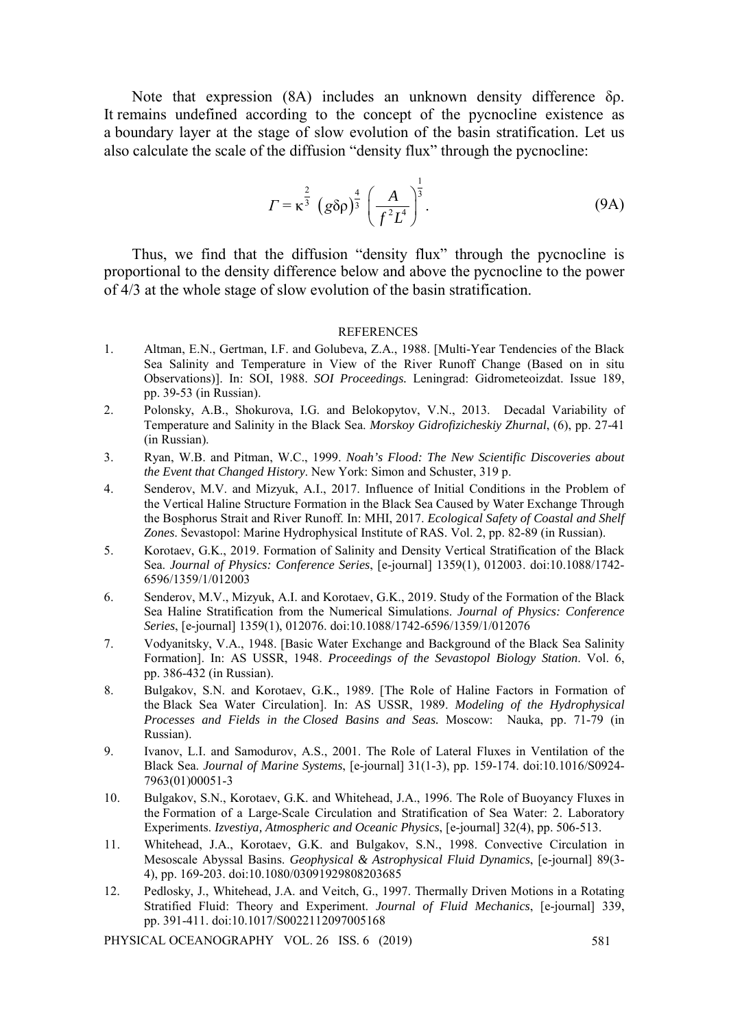Note that expression (8A) includes an unknown density difference $\delta\rho$. It remains undefined according to the concept of the pycnocline existence as a boundary layer at the stage of slow evolution of the basin stratification. Let us also calculate the scale of the diffusion "density flux" through the pycnocline:

$$\Gamma = \kappa^{\frac{2}{3}} \left(g\delta\rho\right)^{\frac{4}{3}} \left(\frac{A}{f^2 L^4}\right)^{\frac{1}{3}}. \quad \text{(9A)}$$

Thus, we find that the diffusion "density flux" through the pycnocline is proportional to the density difference below and above the pycnocline to the power of 4/3 at the whole stage of slow evolution of the basin stratification.

## REFERENCES

1. Altman, E.N., Gertman, I.F. and Golubeva, Z.A., 1988. [Multi-Year Tendencies of the Black Sea Salinity and Temperature in View of the River Runoff Change (Based on in situ Observations)]. In: SOI, 1988. *SOI Proceedings.* Leningrad: Gidrometeoizdat. Issue 189, pp. 39-53 (in Russian).
2. Polonsky, A.B., Shokurova, I.G. and Belokopytov, V.N., 2013. Decadal Variability of Temperature and Salinity in the Black Sea. *Morskoy Gidrofizicheskiy Zhurnal*, (6), pp. 27-41 (in Russian).
3. Ryan, W.B. and Pitman, W.C., 1999. *Noah's Flood: The New Scientific Discoveries about the Event that Changed History*. New York: Simon and Schuster, 319 p.
4. Senderov, M.V. and Mizyuk, A.I., 2017. Influence of Initial Conditions in the Problem of the Vertical Haline Structure Formation in the Black Sea Caused by Water Exchange Through the Bosphorus Strait and River Runoff. In: MHI, 2017. *Ecological Safety of Coastal and Shelf Zones*. Sevastopol: Marine Hydrophysical Institute of RAS. Vol. 2, pp. 82-89 (in Russian).
5. Korotaev, G.K., 2019. Formation of Salinity and Density Vertical Stratification of the Black Sea. *Journal of Physics: Conference Series*, [e-journal] 1359(1), 012003. doi:10.1088/1742-6596/1359/1/012003
6. Senderov, M.V., Mizyuk, A.I. and Korotaev, G.K., 2019. Study of the Formation of the Black Sea Haline Stratification from the Numerical Simulations. *Journal of Physics: Conference Series*, [e-journal] 1359(1), 012076. doi:10.1088/1742-6596/1359/1/012076
7. Vodyanitsky, V.A., 1948. [Basic Water Exchange and Background of the Black Sea Salinity Formation]. In: AS USSR, 1948. *Proceedings of the Sevastopol Biology Station*. Vol. 6, pp. 386-432 (in Russian).
8. Bulgakov, S.N. and Korotaev, G.K., 1989. [The Role of Haline Factors in Formation of the Black Sea Water Circulation]. In: AS USSR, 1989. *Modeling of the Hydrophysical Processes and Fields in the Closed Basins and Seas.* Moscow: Nauka, pp. 71-79 (in Russian).
9. Ivanov, L.I. and Samodurov, A.S., 2001. The Role of Lateral Fluxes in Ventilation of the Black Sea. *Journal of Marine Systems*, [e-journal] 31(1-3), pp. 159-174. doi:10.1016/S0924-7963(01)00051-3
10. Bulgakov, S.N., Korotaev, G.K. and Whitehead, J.A., 1996. The Role of Buoyancy Fluxes in the Formation of a Large-Scale Circulation and Stratification of Sea Water: 2. Laboratory Experiments. *Izvestiya, Atmospheric and Oceanic Physics*, [e-journal] 32(4), pp. 506-513.
11. Whitehead, J.A., Korotaev, G.K. and Bulgakov, S.N., 1998. Convective Circulation in Mesoscale Abyssal Basins. *Geophysical & Astrophysical Fluid Dynamics*, [e-journal] 89(3-4), pp. 169-203. doi:10.1080/03091929808203685
12. Pedlosky, J., Whitehead, J.A. and Veitch, G., 1997. Thermally Driven Motions in a Rotating Stratified Fluid: Theory and Experiment. *Journal of Fluid Mechanics*, [e-journal] 339, pp. 391-411. doi:10.1017/S0022112097005168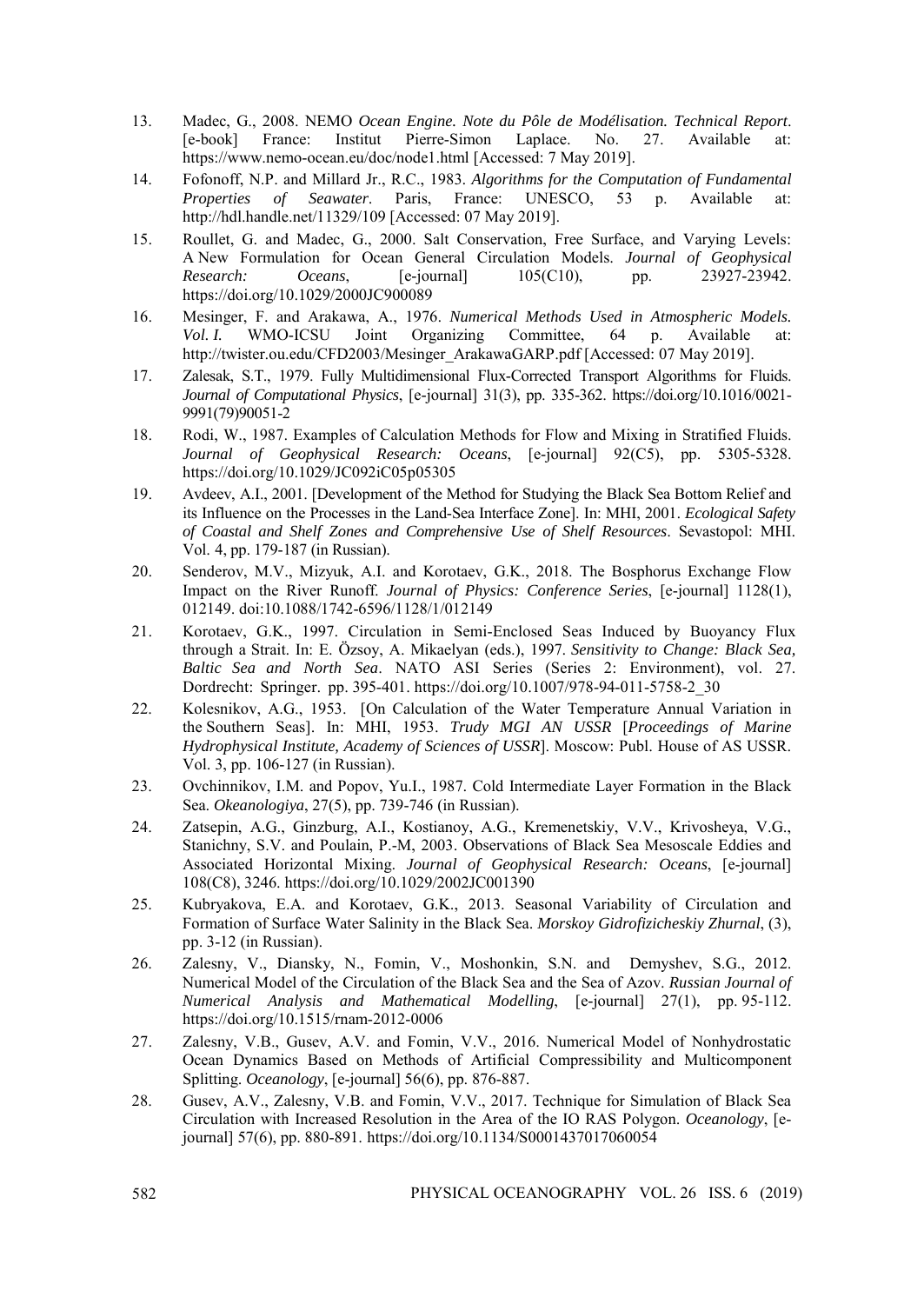13. Madec, G., 2008. NEMO *Ocean Engine. Note du Pôle de Modélisation. Technical Report*. [e-book] France: Institut Pierre-Simon Laplace. No. 27. Available at: https://www.nemo-ocean.eu/doc/node1.html [Accessed: 7 May 2019].
14. Fofonoff, N.P. and Millard Jr., R.C., 1983. *Algorithms for the Computation of Fundamental Properties of Seawater*. Paris, France: UNESCO, 53 p. Available at: http://hdl.handle.net/11329/109 [Accessed: 07 May 2019].
15. Roullet, G. and Madec, G., 2000. Salt Conservation, Free Surface, and Varying Levels: A New Formulation for Ocean General Circulation Models. *Journal of Geophysical Research: Oceans*, [e-journal] 105(C10), pp. 23927-23942. https://doi.org/10.1029/2000JC900089
16. Mesinger, F. and Arakawa, A., 1976. *Numerical Methods Used in Atmospheric Models. Vol. I.* WMO-ICSU Joint Organizing Committee, 64 p. Available at: http://twister.ou.edu/CFD2003/Mesinger_ArakawaGARP.pdf [Accessed: 07 May 2019].
17. Zalesak, S.T., 1979. Fully Multidimensional Flux-Corrected Transport Algorithms for Fluids. *Journal of Computational Physics*, [e-journal] 31(3), pp. 335-362. https://doi.org/10.1016/0021-9991(79)90051-2
18. Rodi, W., 1987. Examples of Calculation Methods for Flow and Mixing in Stratified Fluids. *Journal of Geophysical Research: Oceans*, [e-journal] 92(C5), pp. 5305-5328. https://doi.org/10.1029/JC092iC05p05305
19. Avdeev, A.I., 2001. [Development of the Method for Studying the Black Sea Bottom Relief and its Influence on the Processes in the Land-Sea Interface Zone]. In: MHI, 2001. *Ecological Safety of Coastal and Shelf Zones and Comprehensive Use of Shelf Resources*. Sevastopol: MHI. Vol. 4, pp. 179-187 (in Russian).
20. Senderov, M.V., Mizyuk, A.I. and Korotaev, G.K., 2018. The Bosphorus Exchange Flow Impact on the River Runoff. *Journal of Physics: Conference Series*, [e-journal] 1128(1), 012149. doi:10.1088/1742-6596/1128/1/012149
21. Korotaev, G.K., 1997. Circulation in Semi-Enclosed Seas Induced by Buoyancy Flux through a Strait. In: E. Özsoy, A. Mikaelyan (eds.), 1997. *Sensitivity to Change: Black Sea, Baltic Sea and North Sea*. NATO ASI Series (Series 2: Environment), vol. 27. Dordrecht: Springer. pp. 395-401. https://doi.org/10.1007/978-94-011-5758-2_30
22. Kolesnikov, A.G., 1953. [On Calculation of the Water Temperature Annual Variation in the Southern Seas]. In: MHI, 1953. *Trudy MGI AN USSR* [*Proceedings of Marine Hydrophysical Institute, Academy of Sciences of USSR*]. Moscow: Publ. House of AS USSR. Vol. 3, pp. 106-127 (in Russian).
23. Ovchinnikov, I.M. and Popov, Yu.I., 1987. Cold Intermediate Layer Formation in the Black Sea. *Okeanologiya*, 27(5), pp. 739-746 (in Russian).
24. Zatsepin, A.G., Ginzburg, A.I., Kostianoy, A.G., Kremenetskiy, V.V., Krivosheya, V.G., Stanichny, S.V. and Poulain, P.-M, 2003. Observations of Black Sea Mesoscale Eddies and Associated Horizontal Mixing. *Journal of Geophysical Research: Oceans*, [e-journal] 108(C8), 3246. https://doi.org/10.1029/2002JC001390
25. Kubryakova, E.A. and Korotaev, G.K., 2013. Seasonal Variability of Circulation and Formation of Surface Water Salinity in the Black Sea. *Morskoy Gidrofizicheskiy Zhurnal*, (3), pp. 3-12 (in Russian).
26. Zalesny, V., Diansky, N., Fomin, V., Moshonkin, S.N. and Demyshev, S.G., 2012. Numerical Model of the Circulation of the Black Sea and the Sea of Azov. *Russian Journal of Numerical Analysis and Mathematical Modelling*, [e-journal] 27(1), pp. 95-112. https://doi.org/10.1515/rnam-2012-0006
27. Zalesny, V.B., Gusev, A.V. and Fomin, V.V., 2016. Numerical Model of Nonhydrostatic Ocean Dynamics Based on Methods of Artificial Compressibility and Multicomponent Splitting. *Oceanology*, [e-journal] 56(6), pp. 876-887.
28. Gusev, A.V., Zalesny, V.B. and Fomin, V.V., 2017. Technique for Simulation of Black Sea Circulation with Increased Resolution in the Area of the IO RAS Polygon. *Oceanology*, [e-journal] 57(6), pp. 880-891. https://doi.org/10.1134/S0001437017060054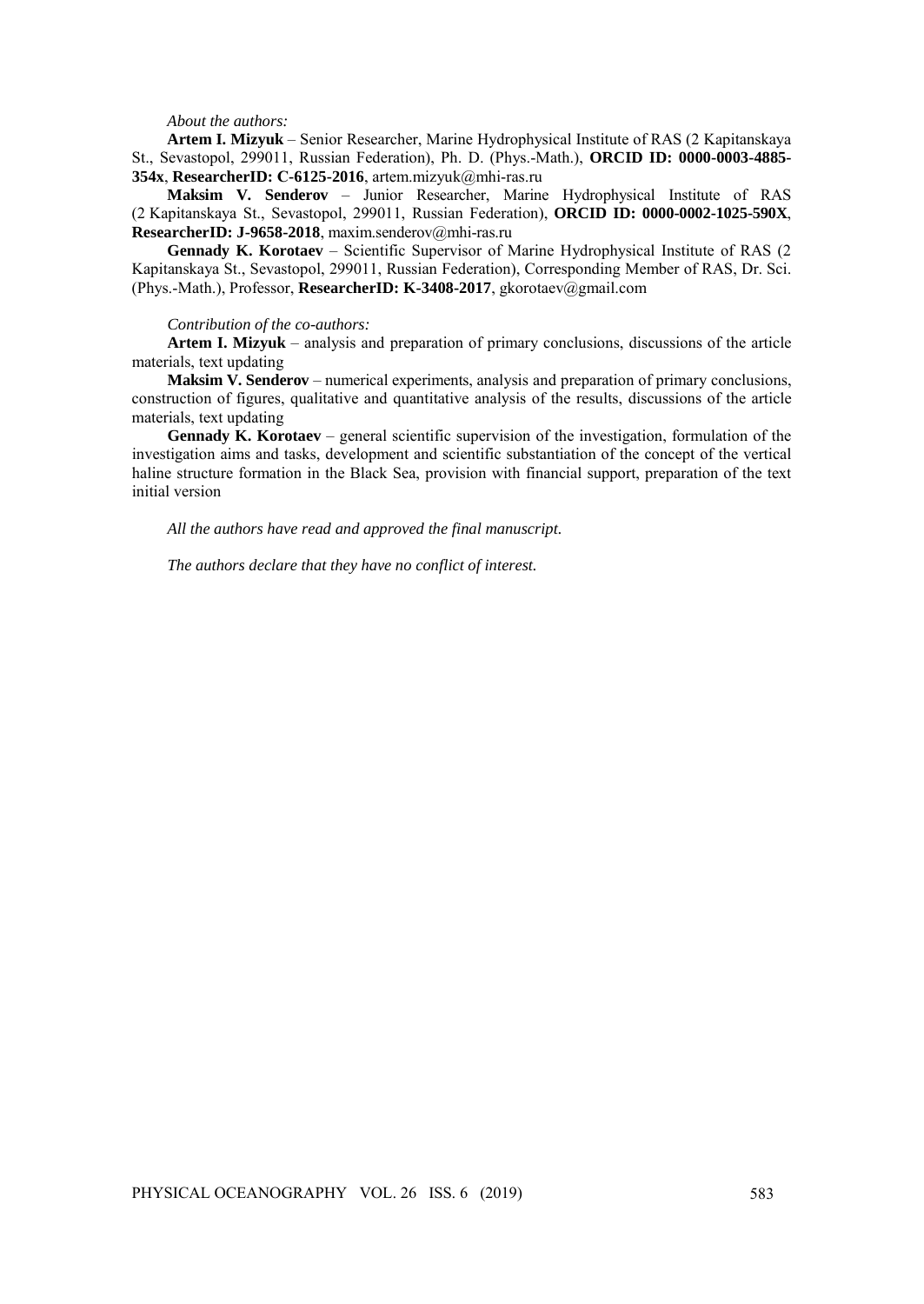*About the authors:*

**Artem I. Mizyuk** – Senior Researcher, Marine Hydrophysical Institute of RAS (2 Kapitanskaya St., Sevastopol, 299011, Russian Federation), Ph. D. (Phys.-Math.), **ORCID ID: 0000-0003-4885-354x**, **ResearcherID: C-6125-2016**, artem.mizyuk@mhi-ras.ru

**Maksim V. Senderov** – Junior Researcher, Marine Hydrophysical Institute of RAS (2 Kapitanskaya St., Sevastopol, 299011, Russian Federation), **ORCID ID: 0000-0002-1025-590X**, **ResearcherID: J-9658-2018**, maxim.senderov@mhi-ras.ru

**Gennady K. Korotaev** – Scientific Supervisor of Marine Hydrophysical Institute of RAS (2 Kapitanskaya St., Sevastopol, 299011, Russian Federation), Corresponding Member of RAS, Dr. Sci. (Phys.-Math.), Professor, **ResearcherID: K-3408-2017**, gkorotaev@gmail.com

*Contribution of the co-authors:*

**Artem I. Mizyuk** – analysis and preparation of primary conclusions, discussions of the article materials, text updating

**Maksim V. Senderov** – numerical experiments, analysis and preparation of primary conclusions, construction of figures, qualitative and quantitative analysis of the results, discussions of the article materials, text updating

**Gennady K. Korotaev** – general scientific supervision of the investigation, formulation of the investigation aims and tasks, development and scientific substantiation of the concept of the vertical haline structure formation in the Black Sea, provision with financial support, preparation of the text initial version

*All the authors have read and approved the final manuscript.*

*The authors declare that they have no conflict of interest.*